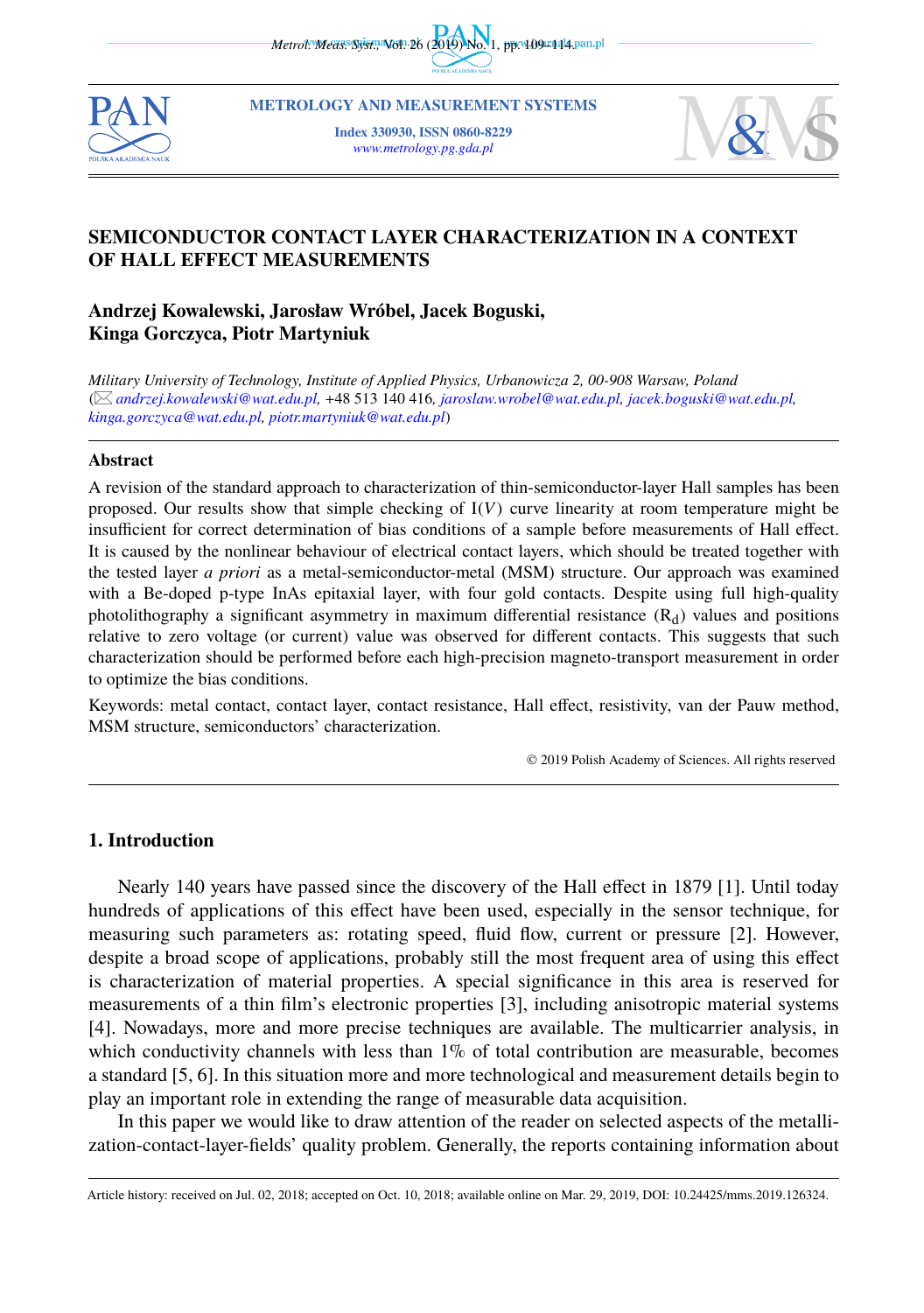# SEMICONDUCTOR CONTACT LAYER CHARACTERIZATION IN A CONTEXT OF HALL EFFECT MEASUREMENTS

**Andrzej Kowalewski, Jarosław Wróbel, Jacek Boguski, Kinga Gorczyca, Piotr Martyniuk**

*Military University of Technology, Institute of Applied Physics, Urbanowicza 2, 00-908 Warsaw, Poland* (✉ *andrzej.kowalewski@wat.edu.pl,* +48 513 140 416*, jaroslaw.wrobel@wat.edu.pl, jacek.boguski@wat.edu.pl, kinga.gorczyca@wat.edu.pl, piotr.martyniuk@wat.edu.pl*)

### Abstract

A revision of the standard approach to characterization of thin-semiconductor-layer Hall samples has been proposed. Our results show that simple checking of I($V$) curve linearity at room temperature might be insufficient for correct determination of bias conditions of a sample before measurements of Hall effect. It is caused by the nonlinear behaviour of electrical contact layers, which should be treated together with the tested layer *a priori* as a metal-semiconductor-metal (MSM) structure. Our approach was examined with a Be-doped p-type InAs epitaxial layer, with four gold contacts. Despite using full high-quality photolithography a significant asymmetry in maximum differential resistance ($R_d$) values and positions relative to zero voltage (or current) value was observed for different contacts. This suggests that such characterization should be performed before each high-precision magneto-transport measurement in order to optimize the bias conditions.

Keywords: metal contact, contact layer, contact resistance, Hall effect, resistivity, van der Pauw method, MSM structure, semiconductors' characterization.

© 2019 Polish Academy of Sciences. All rights reserved

## 1. Introduction

Nearly 140 years have passed since the discovery of the Hall effect in 1879 [1]. Until today hundreds of applications of this effect have been used, especially in the sensor technique, for measuring such parameters as: rotating speed, fluid flow, current or pressure [2]. However, despite a broad scope of applications, probably still the most frequent area of using this effect is characterization of material properties. A special significance in this area is reserved for measurements of a thin film's electronic properties [3], including anisotropic material systems [4]. Nowadays, more and more precise techniques are available. The multicarrier analysis, in which conductivity channels with less than 1% of total contribution are measurable, becomes a standard [5, 6]. In this situation more and more technological and measurement details begin to play an important role in extending the range of measurable data acquisition.

In this paper we would like to draw attention of the reader on selected aspects of the metallization-contact-layer-fields' quality problem. Generally, the reports containing information about

Article history: received on Jul. 02, 2018; accepted on Oct. 10, 2018; available online on Mar. 29, 2019, DOI: 10.24425/mms.2019.126324.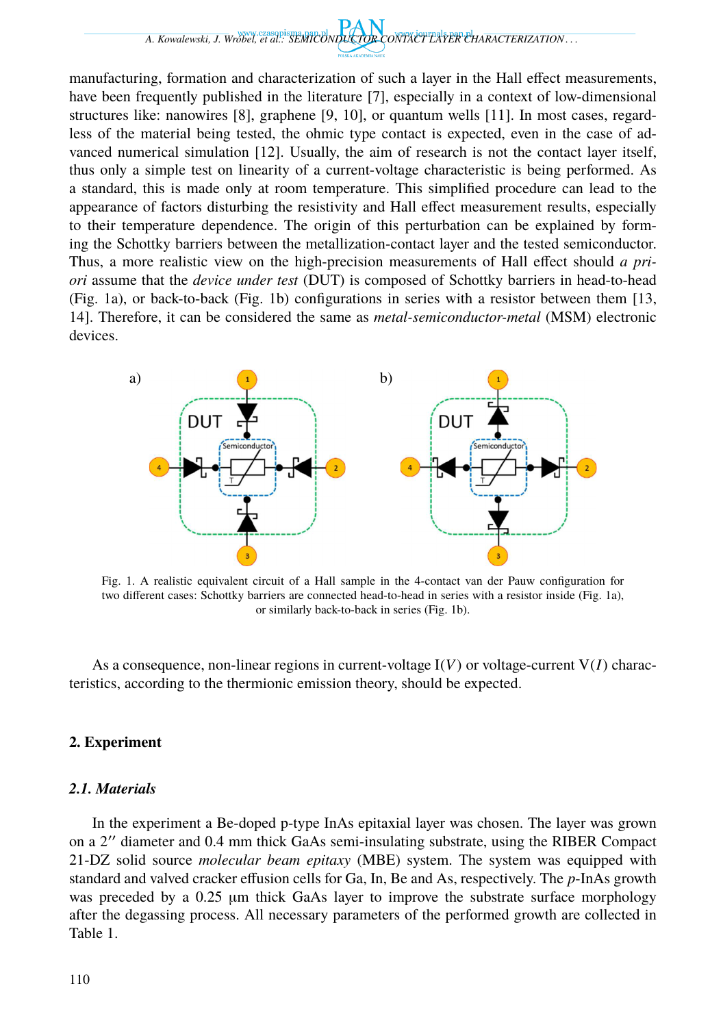manufacturing, formation and characterization of such a layer in the Hall effect measurements, have been frequently published in the literature [7], especially in a context of low-dimensional structures like: nanowires [8], graphene [9, 10], or quantum wells [11]. In most cases, regardless of the material being tested, the ohmic type contact is expected, even in the case of advanced numerical simulation [12]. Usually, the aim of research is not the contact layer itself, thus only a simple test on linearity of a current-voltage characteristic is being performed. As a standard, this is made only at room temperature. This simplified procedure can lead to the appearance of factors disturbing the resistivity and Hall effect measurement results, especially to their temperature dependence. The origin of this perturbation can be explained by forming the Schottky barriers between the metallization-contact layer and the tested semiconductor. Thus, a more realistic view on the high-precision measurements of Hall effect should *a priori* assume that the *device under test* (DUT) is composed of Schottky barriers in head-to-head (Fig. 1a), or back-to-back (Fig. 1b) configurations in series with a resistor between them [13, 14]. Therefore, it can be considered the same as *metal-semiconductor-metal* (MSM) electronic devices.

Fig. 1. A realistic equivalent circuit of a Hall sample in the 4-contact van der Pauw configuration for two different cases: Schottky barriers are connected head-to-head in series with a resistor inside (Fig. 1a), or similarly back-to-back in series (Fig. 1b).

As a consequence, non-linear regions in current-voltage I($V$) or voltage-current V($I$) characteristics, according to the thermionic emission theory, should be expected.

## 2. Experiment

### 2.1. Materials

In the experiment a Be-doped p-type InAs epitaxial layer was chosen. The layer was grown on a 2″ diameter and 0.4 mm thick GaAs semi-insulating substrate, using the RIBER Compact 21-DZ solid source *molecular beam epitaxy* (MBE) system. The system was equipped with standard and valved cracker effusion cells for Ga, In, Be and As, respectively. The *p*-InAs growth was preceded by a 0.25 μm thick GaAs layer to improve the substrate surface morphology after the degassing process. All necessary parameters of the performed growth are collected in Table 1.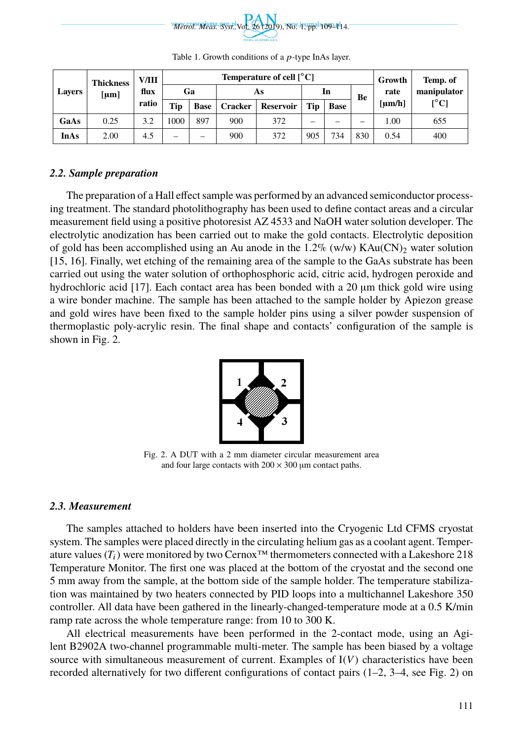Table 1. Growth conditions of a $p$-type InAs layer.

| Layers | Thickness [μm] | V/III flux ratio | Temperature of cell [°C] | | | | | | | Growth rate [μm/h] | Temp. of manipulator [°C] |
|---|---|---|---|---|---|---|---|---|---|---|---|
| | | | Ga | | As | | In | | Be | | |
| | | | Tip | Base | Cracker | Reservoir | Tip | Base | | | |
| **GaAs** | 0.25 | 3.2 | 1000 | 897 | 900 | 372 | – | – | – | 1.00 | 655 |
| **InAs** | 2.00 | 4.5 | – | – | 900 | 372 | 905 | 734 | 830 | 0.54 | 400 |

### *2.2. Sample preparation*

The preparation of a Hall effect sample was performed by an advanced semiconductor processing treatment. The standard photolithography has been used to define contact areas and a circular measurement field using a positive photoresist AZ 4533 and NaOH water solution developer. The electrolytic anodization has been carried out to make the gold contacts. Electrolytic deposition of gold has been accomplished using an Au anode in the 1.2% (w/w) $KAu(CN)_2$ water solution [15, 16]. Finally, wet etching of the remaining area of the sample to the GaAs substrate has been carried out using the water solution of orthophosphoric acid, citric acid, hydrogen peroxide and hydrochloric acid [17]. Each contact area has been bonded with a 20 μm thick gold wire using a wire bonder machine. The sample has been attached to the sample holder by Apiezon grease and gold wires have been fixed to the sample holder pins using a silver powder suspension of thermoplastic poly-acrylic resin. The final shape and contacts' configuration of the sample is shown in Fig. 2.

Fig. 2. A DUT with a 2 mm diameter circular measurement area and four large contacts with 200 × 300 μm contact paths.

### *2.3. Measurement*

The samples attached to holders have been inserted into the Cryogenic Ltd CFMS cryostat system. The samples were placed directly in the circulating helium gas as a coolant agent. Temperature values ($T_i$) were monitored by two Cernox™ thermometers connected with a Lakeshore 218 Temperature Monitor. The first one was placed at the bottom of the cryostat and the second one 5 mm away from the sample, at the bottom side of the sample holder. The temperature stabilization was maintained by two heaters connected by PID loops into a multichannel Lakeshore 350 controller. All data have been gathered in the linearly-changed-temperature mode at a 0.5 K/min ramp rate across the whole temperature range: from 10 to 300 K.

All electrical measurements have been performed in the 2-contact mode, using an Agilent B2902A two-channel programmable multi-meter. The sample has been biased by a voltage source with simultaneous measurement of current. Examples of I($V$) characteristics have been recorded alternatively for two different configurations of contact pairs (1–2, 3–4, see Fig. 2) on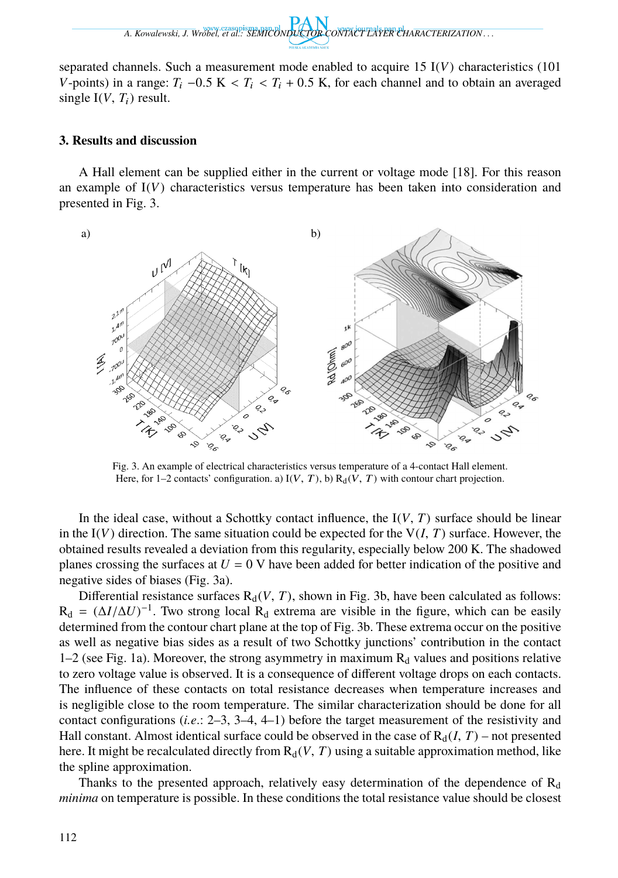separated channels. Such a measurement mode enabled to acquire 15 I($V$) characteristics (101 $V$-points) in a range: $T_i$ −0.5 K < $T_i$ < $T_i$ + 0.5 K, for each channel and to obtain an averaged single I($V$, $T_i$) result.

### 3. Results and discussion

A Hall element can be supplied either in the current or voltage mode [18]. For this reason an example of I($V$) characteristics versus temperature has been taken into consideration and presented in Fig. 3.

Fig. 3. An example of electrical characteristics versus temperature of a 4-contact Hall element. Here, for 1–2 contacts' configuration. a) I($V$, $T$), b) $R_d$($V$, $T$) with contour chart projection.

In the ideal case, without a Schottky contact influence, the I($V$, $T$) surface should be linear in the I($V$) direction. The same situation could be expected for the V($I$, $T$) surface. However, the obtained results revealed a deviation from this regularity, especially below 200 K. The shadowed planes crossing the surfaces at $U$ = 0 V have been added for better indication of the positive and negative sides of biases (Fig. 3a).

Differential resistance surfaces $R_d$($V$, $T$), shown in Fig. 3b, have been calculated as follows: $R_d = (\Delta I/\Delta U)^{-1}$. Two strong local $R_d$ extrema are visible in the figure, which can be easily determined from the contour chart plane at the top of Fig. 3b. These extrema occur on the positive as well as negative bias sides as a result of two Schottky junctions' contribution in the contact 1–2 (see Fig. 1a). Moreover, the strong asymmetry in maximum $R_d$ values and positions relative to zero voltage value is observed. It is a consequence of different voltage drops on each contacts. The influence of these contacts on total resistance decreases when temperature increases and is negligible close to the room temperature. The similar characterization should be done for all contact configurations (*i.e.*: 2–3, 3–4, 4–1) before the target measurement of the resistivity and Hall constant. Almost identical surface could be observed in the case of $R_d$($I$, $T$) – not presented here. It might be recalculated directly from $R_d$($V$, $T$) using a suitable approximation method, like the spline approximation.

Thanks to the presented approach, relatively easy determination of the dependence of $R_d$ *minima* on temperature is possible. In these conditions the total resistance value should be closest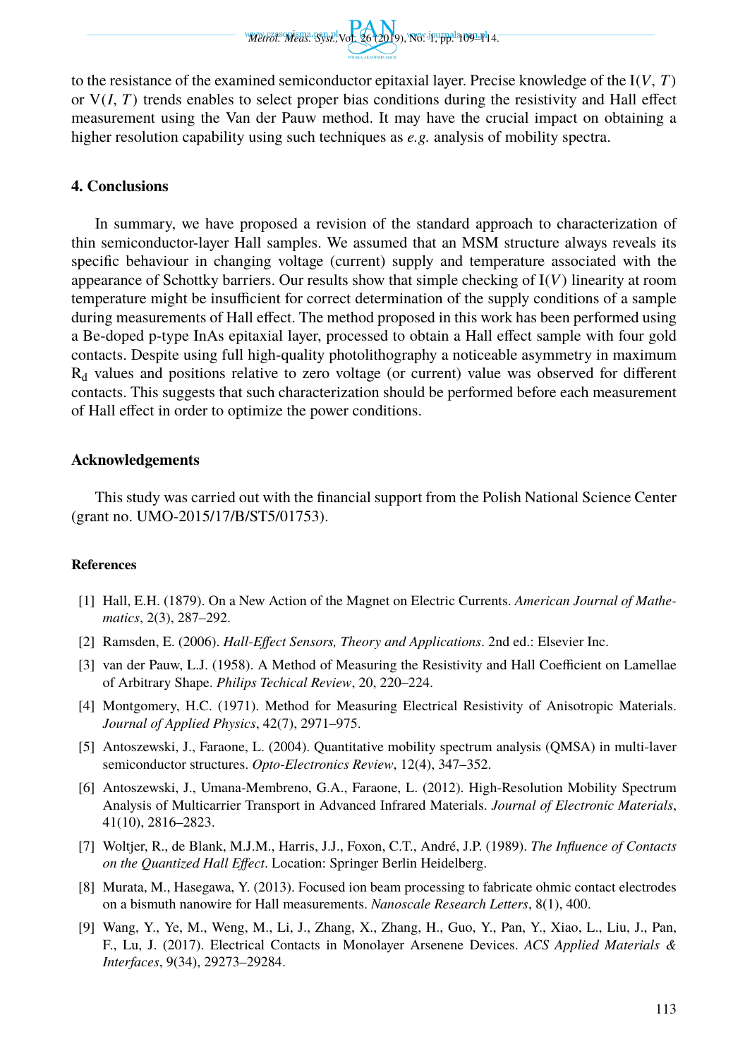to the resistance of the examined semiconductor epitaxial layer. Precise knowledge of the I($V$, $T$) or V($I$, $T$) trends enables to select proper bias conditions during the resistivity and Hall effect measurement using the Van der Pauw method. It may have the crucial impact on obtaining a higher resolution capability using such techniques as *e.g.* analysis of mobility spectra.

## 4. Conclusions

In summary, we have proposed a revision of the standard approach to characterization of thin semiconductor-layer Hall samples. We assumed that an MSM structure always reveals its specific behaviour in changing voltage (current) supply and temperature associated with the appearance of Schottky barriers. Our results show that simple checking of I($V$) linearity at room temperature might be insufficient for correct determination of the supply conditions of a sample during measurements of Hall effect. The method proposed in this work has been performed using a Be-doped p-type InAs epitaxial layer, processed to obtain a Hall effect sample with four gold contacts. Despite using full high-quality photolithography a noticeable asymmetry in maximum $R_d$ values and positions relative to zero voltage (or current) value was observed for different contacts. This suggests that such characterization should be performed before each measurement of Hall effect in order to optimize the power conditions.

## Acknowledgements

This study was carried out with the financial support from the Polish National Science Center (grant no. UMO-2015/17/B/ST5/01753).

## References

[1] Hall, E.H. (1879). On a New Action of the Magnet on Electric Currents. *American Journal of Mathematics*, 2(3), 287–292.

[2] Ramsden, E. (2006). *Hall-Effect Sensors, Theory and Applications*. 2nd ed.: Elsevier Inc.

[3] van der Pauw, L.J. (1958). A Method of Measuring the Resistivity and Hall Coefficient on Lamellae of Arbitrary Shape. *Philips Techical Review*, 20, 220–224.

[4] Montgomery, H.C. (1971). Method for Measuring Electrical Resistivity of Anisotropic Materials. *Journal of Applied Physics*, 42(7), 2971–975.

[5] Antoszewski, J., Faraone, L. (2004). Quantitative mobility spectrum analysis (QMSA) in multi-laver semiconductor structures. *Opto-Electronics Review*, 12(4), 347–352.

[6] Antoszewski, J., Umana-Membreno, G.A., Faraone, L. (2012). High-Resolution Mobility Spectrum Analysis of Multicarrier Transport in Advanced Infrared Materials. *Journal of Electronic Materials*, 41(10), 2816–2823.

[7] Woltjer, R., de Blank, M.J.M., Harris, J.J., Foxon, C.T., André, J.P. (1989). *The Influence of Contacts on the Quantized Hall Effect*. Location: Springer Berlin Heidelberg.

[8] Murata, M., Hasegawa, Y. (2013). Focused ion beam processing to fabricate ohmic contact electrodes on a bismuth nanowire for Hall measurements. *Nanoscale Research Letters*, 8(1), 400.

[9] Wang, Y., Ye, M., Weng, M., Li, J., Zhang, X., Zhang, H., Guo, Y., Pan, Y., Xiao, L., Liu, J., Pan, F., Lu, J. (2017). Electrical Contacts in Monolayer Arsenene Devices. *ACS Applied Materials & Interfaces*, 9(34), 29273–29284.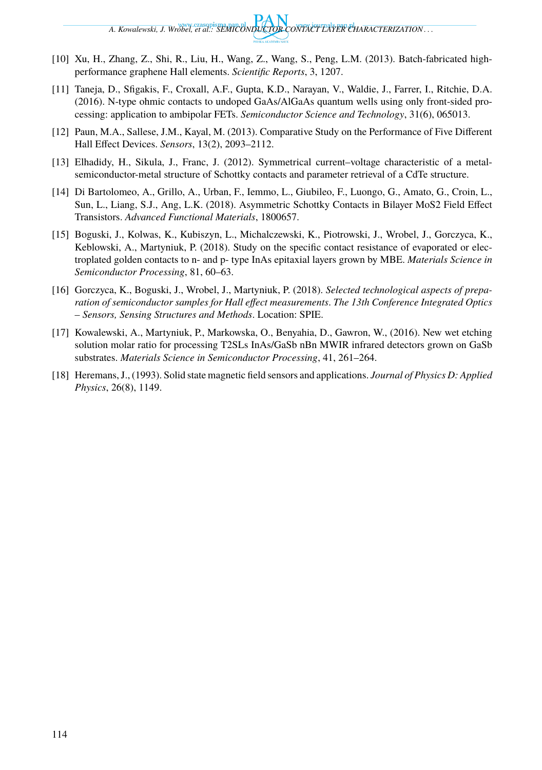[10] Xu, H., Zhang, Z., Shi, R., Liu, H., Wang, Z., Wang, S., Peng, L.M. (2013). Batch-fabricated high-performance graphene Hall elements. *Scientific Reports*, 3, 1207.

[11] Taneja, D., Sfigakis, F., Croxall, A.F., Gupta, K.D., Narayan, V., Waldie, J., Farrer, I., Ritchie, D.A. (2016). N-type ohmic contacts to undoped GaAs/AlGaAs quantum wells using only front-sided processing: application to ambipolar FETs. *Semiconductor Science and Technology*, 31(6), 065013.

[12] Paun, M.A., Sallese, J.M., Kayal, M. (2013). Comparative Study on the Performance of Five Different Hall Effect Devices. *Sensors*, 13(2), 2093–2112.

[13] Elhadidy, H., Sikula, J., Franc, J. (2012). Symmetrical current–voltage characteristic of a metal-semiconductor-metal structure of Schottky contacts and parameter retrieval of a CdTe structure.

[14] Di Bartolomeo, A., Grillo, A., Urban, F., Iemmo, L., Giubileo, F., Luongo, G., Amato, G., Croin, L., Sun, L., Liang, S.J., Ang, L.K. (2018). Asymmetric Schottky Contacts in Bilayer MoS2 Field Effect Transistors. *Advanced Functional Materials*, 1800657.

[15] Boguski, J., Kolwas, K., Kubiszyn, L., Michalczewski, K., Piotrowski, J., Wrobel, J., Gorczyca, K., Keblowski, A., Martyniuk, P. (2018). Study on the specific contact resistance of evaporated or electroplated golden contacts to n- and p- type InAs epitaxial layers grown by MBE. *Materials Science in Semiconductor Processing*, 81, 60–63.

[16] Gorczyca, K., Boguski, J., Wrobel, J., Martyniuk, P. (2018). *Selected technological aspects of preparation of semiconductor samples for Hall effect measurements*. *The 13th Conference Integrated Optics – Sensors, Sensing Structures and Methods*. Location: SPIE.

[17] Kowalewski, A., Martyniuk, P., Markowska, O., Benyahia, D., Gawron, W., (2016). New wet etching solution molar ratio for processing T2SLs InAs/GaSb nBn MWIR infrared detectors grown on GaSb substrates. *Materials Science in Semiconductor Processing*, 41, 261–264.

[18] Heremans, J., (1993). Solid state magnetic field sensors and applications. *Journal of Physics D: Applied Physics*, 26(8), 1149.